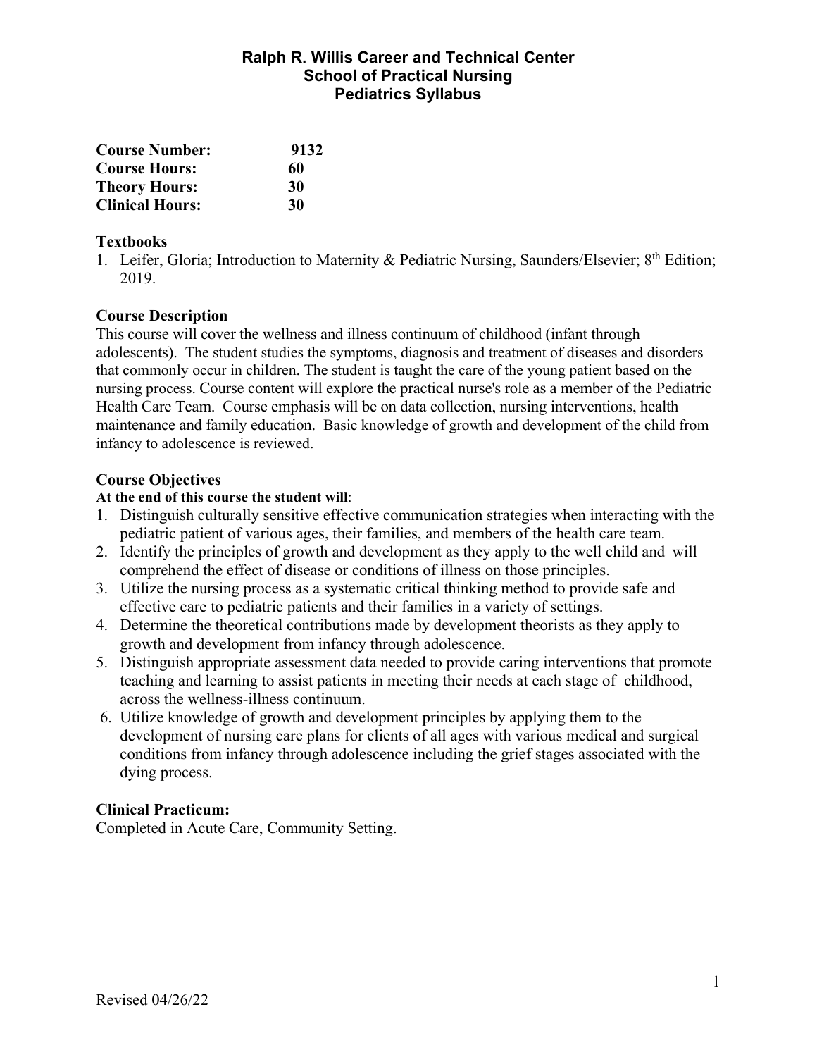# Ralph R. Willis Career and Technical Center
## School of Practical Nursing
## Pediatrics Syllabus

**Course Number:** 9132
**Course Hours:** 60
**Theory Hours:** 30
**Clinical Hours:** 30

### Textbooks

1. Leifer, Gloria; Introduction to Maternity & Pediatric Nursing, Saunders/Elsevier; 8th Edition; 2019.

### Course Description

This course will cover the wellness and illness continuum of childhood (infant through adolescents). The student studies the symptoms, diagnosis and treatment of diseases and disorders that commonly occur in children. The student is taught the care of the young patient based on the nursing process. Course content will explore the practical nurse's role as a member of the Pediatric Health Care Team. Course emphasis will be on data collection, nursing interventions, health maintenance and family education. Basic knowledge of growth and development of the child from infancy to adolescence is reviewed.

### Course Objectives

**At the end of this course the student will**:

1. Distinguish culturally sensitive effective communication strategies when interacting with the pediatric patient of various ages, their families, and members of the health care team.
2. Identify the principles of growth and development as they apply to the well child and will comprehend the effect of disease or conditions of illness on those principles.
3. Utilize the nursing process as a systematic critical thinking method to provide safe and effective care to pediatric patients and their families in a variety of settings.
4. Determine the theoretical contributions made by development theorists as they apply to growth and development from infancy through adolescence.
5. Distinguish appropriate assessment data needed to provide caring interventions that promote teaching and learning to assist patients in meeting their needs at each stage of childhood, across the wellness-illness continuum.
6. Utilize knowledge of growth and development principles by applying them to the development of nursing care plans for clients of all ages with various medical and surgical conditions from infancy through adolescence including the grief stages associated with the dying process.

### Clinical Practicum:

Completed in Acute Care, Community Setting.

Revised 04/26/22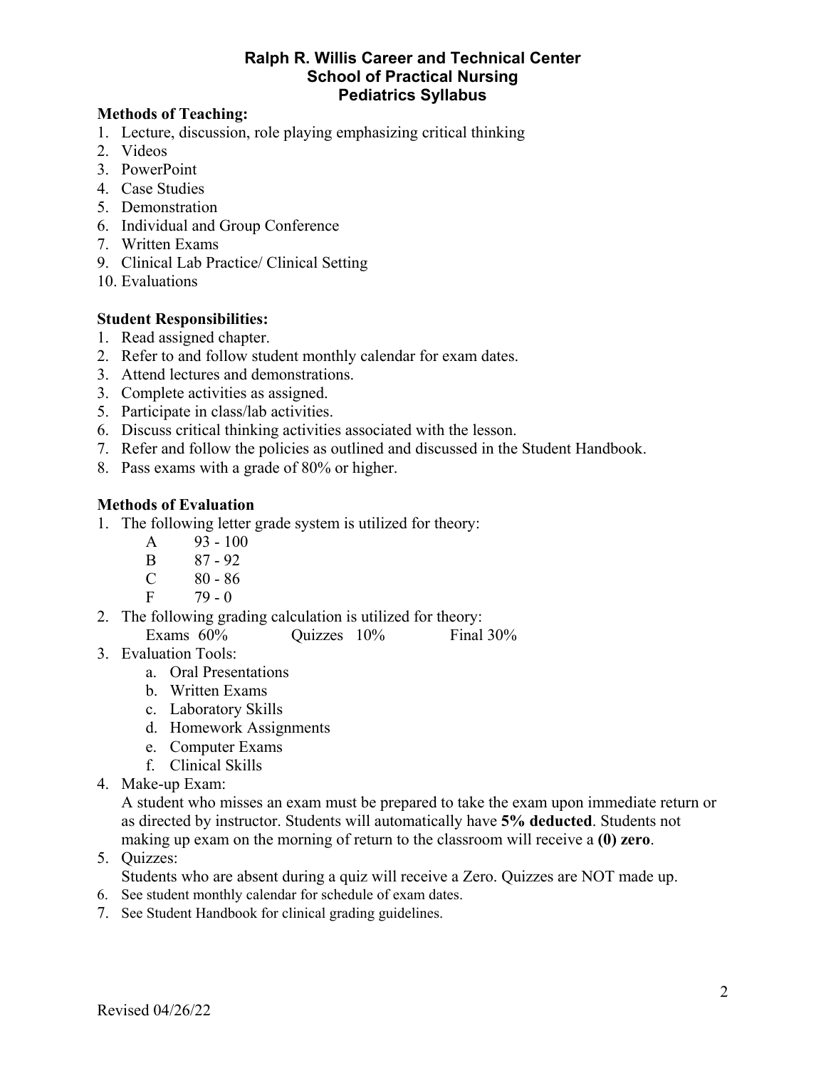# Ralph R. Willis Career and Technical Center
## School of Practical Nursing
## Pediatrics Syllabus

**Methods of Teaching:**

1. Lecture, discussion, role playing emphasizing critical thinking
2. Videos
3. PowerPoint
4. Case Studies
5. Demonstration
6. Individual and Group Conference
7. Written Exams
9. Clinical Lab Practice/ Clinical Setting
10. Evaluations

**Student Responsibilities:**

1. Read assigned chapter.
2. Refer to and follow student monthly calendar for exam dates.
3. Attend lectures and demonstrations.
3. Complete activities as assigned.
5. Participate in class/lab activities.
6. Discuss critical thinking activities associated with the lesson.
7. Refer and follow the policies as outlined and discussed in the Student Handbook.
8. Pass exams with a grade of 80% or higher.

**Methods of Evaluation**

1. The following letter grade system is utilized for theory:
   - A 93 - 100
   - B 87 - 92
   - C 80 - 86
   - F 79 - 0
2. The following grading calculation is utilized for theory:
   Exams 60% Quizzes 10% Final 30%
3. Evaluation Tools:
   a. Oral Presentations
   b. Written Exams
   c. Laboratory Skills
   d. Homework Assignments
   e. Computer Exams
   f. Clinical Skills
4. Make-up Exam:
   A student who misses an exam must be prepared to take the exam upon immediate return or as directed by instructor. Students will automatically have **5% deducted**. Students not making up exam on the morning of return to the classroom will receive a **(0) zero**.
5. Quizzes:
   Students who are absent during a quiz will receive a Zero. Quizzes are NOT made up.
6. See student monthly calendar for schedule of exam dates.
7. See Student Handbook for clinical grading guidelines.

Revised 04/26/22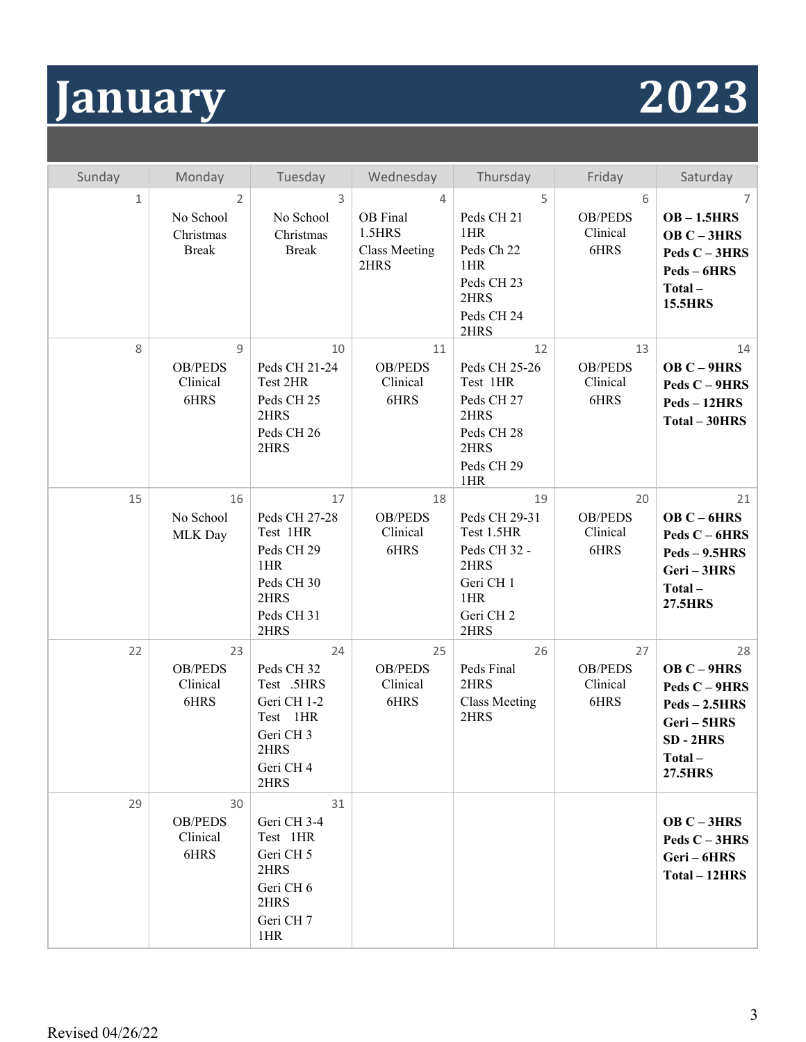# January 2023

| Sunday | Monday | Tuesday | Wednesday | Thursday | Friday | Saturday |
|---|---|---|---|---|---|---|
| 1 | 2<br>No School Christmas Break | 3<br>No School Christmas Break | 4<br>OB Final 1.5HRS<br>Class Meeting 2HRS | 5<br>Peds CH 21 1HR<br>Peds Ch 22 1HR<br>Peds CH 23 2HRS<br>Peds CH 24 2HRS | 6<br>OB/PEDS Clinical 6HRS | 7<br>**OB – 1.5HRS**<br>**OB C – 3HRS**<br>**Peds C – 3HRS**<br>**Peds – 6HRS**<br>**Total – 15.5HRS** |
| 8 | 9<br>OB/PEDS Clinical 6HRS | 10<br>Peds CH 21-24 Test 2HR<br>Peds CH 25 2HRS<br>Peds CH 26 2HRS | 11<br>OB/PEDS Clinical 6HRS | 12<br>Peds CH 25-26 Test 1HR<br>Peds CH 27 2HRS<br>Peds CH 28 2HRS<br>Peds CH 29 1HR | 13<br>OB/PEDS Clinical 6HRS | 14<br>**OB C – 9HRS**<br>**Peds C – 9HRS**<br>**Peds – 12HRS**<br>**Total – 30HRS** |
| 15 | 16<br>No School MLK Day | 17<br>Peds CH 27-28 Test 1HR<br>Peds CH 29 1HR<br>Peds CH 30 2HRS<br>Peds CH 31 2HRS | 18<br>OB/PEDS Clinical 6HRS | 19<br>Peds CH 29-31 Test 1.5HR<br>Peds CH 32 - 2HRS<br>Geri CH 1 1HR<br>Geri CH 2 2HRS | 20<br>OB/PEDS Clinical 6HRS | 21<br>**OB C – 6HRS**<br>**Peds C – 6HRS**<br>**Peds – 9.5HRS**<br>**Geri – 3HRS**<br>**Total – 27.5HRS** |
| 22 | 23<br>OB/PEDS Clinical 6HRS | 24<br>Peds CH 32 Test .5HRS<br>Geri CH 1-2 Test 1HR<br>Geri CH 3 2HRS<br>Geri CH 4 2HRS | 25<br>OB/PEDS Clinical 6HRS | 26<br>Peds Final 2HRS<br>Class Meeting 2HRS | 27<br>OB/PEDS Clinical 6HRS | 28<br>**OB C – 9HRS**<br>**Peds C – 9HRS**<br>**Peds – 2.5HRS**<br>**Geri – 5HRS**<br>**SD - 2HRS**<br>**Total – 27.5HRS** |
| 29 | 30<br>OB/PEDS Clinical 6HRS | 31<br>Geri CH 3-4 Test 1HR<br>Geri CH 5 2HRS<br>Geri CH 6 2HRS<br>Geri CH 7 1HR | | | | **OB C – 3HRS**<br>**Peds C – 3HRS**<br>**Geri – 6HRS**<br>**Total – 12HRS** |

Revised 04/26/22